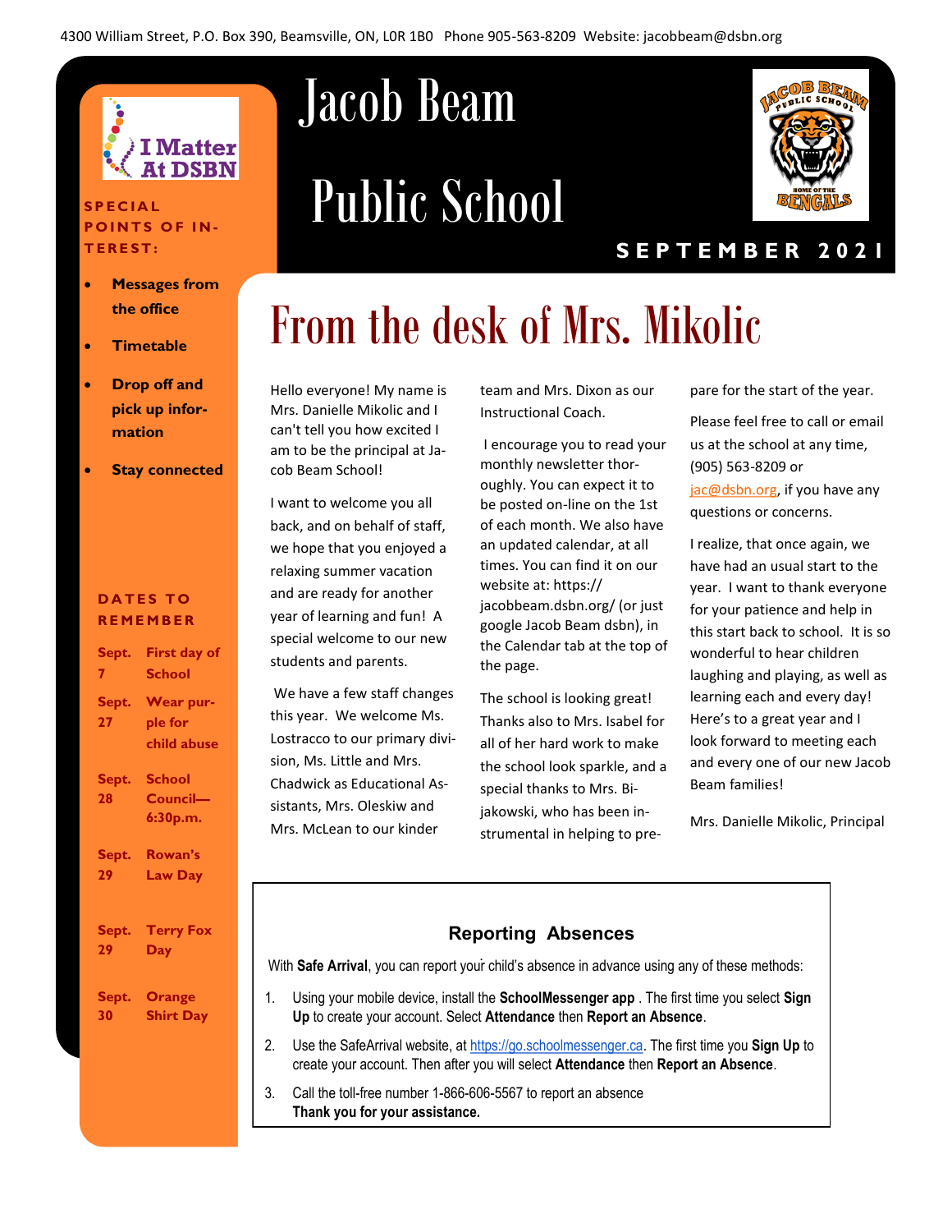4300 William Street, P.O. Box 390, Beamsville, ON, L0R 1B0 Phone 905-563-8209 Website: jacobbeam@dsbn.org

# Jacob Beam Public School

**SEPTEMBER 2021**

**SPECIAL POINTS OF INTEREST:**

- **Messages from the office**
- **Timetable**
- **Drop off and pick up information**
- **Stay connected**

**DATES TO REMEMBER**

| | |
|---|---|
| **Sept. 7** | **First day of School** |
| **Sept. 27** | **Wear purple for child abuse** |
| **Sept. 28** | **School Council—6:30p.m.** |
| **Sept. 29** | **Rowan's Law Day** |
| **Sept. 29** | **Terry Fox Day** |
| **Sept. 30** | **Orange Shirt Day** |

# From the desk of Mrs. Mikolic

Hello everyone! My name is Mrs. Danielle Mikolic and I can't tell you how excited I am to be the principal at Jacob Beam School!

I want to welcome you all back, and on behalf of staff, we hope that you enjoyed a relaxing summer vacation and are ready for another year of learning and fun! A special welcome to our new students and parents.

We have a few staff changes this year. We welcome Ms. Lostracco to our primary division, Ms. Little and Mrs. Chadwick as Educational Assistants, Mrs. Oleskiw and Mrs. McLean to our kinder team and Mrs. Dixon as our Instructional Coach.

I encourage you to read your monthly newsletter thoroughly. You can expect it to be posted on-line on the 1st of each month. We also have an updated calendar, at all times. You can find it on our website at: https:// jacobbeam.dsbn.org/ (or just google Jacob Beam dsbn), in the Calendar tab at the top of the page.

The school is looking great! Thanks also to Mrs. Isabel for all of her hard work to make the school look sparkle, and a special thanks to Mrs. Bijakowski, who has been instrumental in helping to prepare for the start of the year.

Please feel free to call or email us at the school at any time, (905) 563-8209 or jac@dsbn.org, if you have any questions or concerns.

I realize, that once again, we have had an usual start to the year. I want to thank everyone for your patience and help in this start back to school. It is so wonderful to hear children laughing and playing, as well as learning each and every day! Here's to a great year and I look forward to meeting each and every one of our new Jacob Beam families!

Mrs. Danielle Mikolic, Principal

## Reporting Absences

With **Safe Arrival**, you can report your child's absence in advance using any of these methods:

1. Using your mobile device, install the **SchoolMessenger app** . The first time you select **Sign Up** to create your account. Select **Attendance** then **Report an Absence**.
2. Use the SafeArrival website, at https://go.schoolmessenger.ca. The first time you **Sign Up** to create your account. Then after you will select **Attendance** then **Report an Absence**.
3. Call the toll-free number 1-866-606-5567 to report an absence
   **Thank you for your assistance.**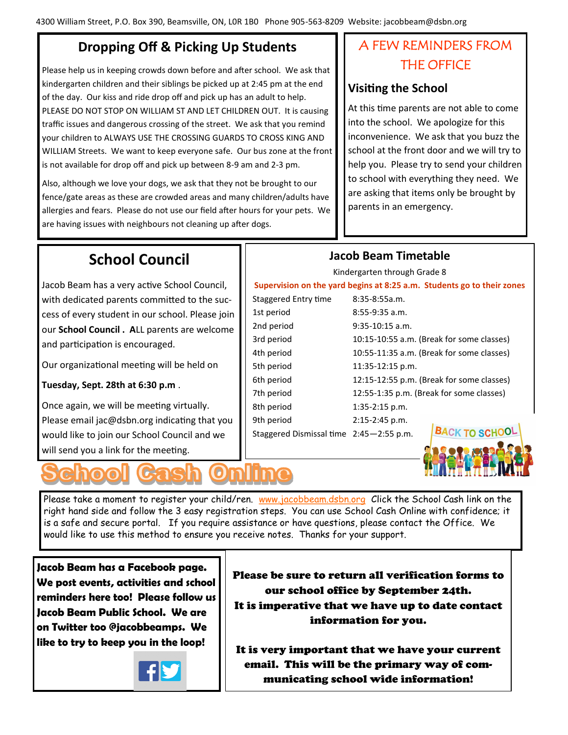4300 William Street, P.O. Box 390, Beamsville, ON, L0R 1B0 Phone 905-563-8209 Website: jacobbeam@dsbn.org

## Dropping Off & Picking Up Students

Please help us in keeping crowds down before and after school. We ask that kindergarten children and their siblings be picked up at 2:45 pm at the end of the day. Our kiss and ride drop off and pick up has an adult to help. PLEASE DO NOT STOP ON WILLIAM ST AND LET CHILDREN OUT. It is causing traffic issues and dangerous crossing of the street. We ask that you remind your children to ALWAYS USE THE CROSSING GUARDS TO CROSS KING AND WILLIAM Streets. We want to keep everyone safe. Our bus zone at the front is not available for drop off and pick up between 8-9 am and 2-3 pm.

Also, although we love your dogs, we ask that they not be brought to our fence/gate areas as these are crowded areas and many children/adults have allergies and fears. Please do not use our field after hours for your pets. We are having issues with neighbours not cleaning up after dogs.

## A FEW REMINDERS FROM THE OFFICE

### Visiting the School

At this time parents are not able to come into the school. We apologize for this inconvenience. We ask that you buzz the school at the front door and we will try to help you. Please try to send your children to school with everything they need. We are asking that items only be brought by parents in an emergency.

## School Council

Jacob Beam has a very active School Council, with dedicated parents committed to the success of every student in our school. Please join our **School Council . A**LL parents are welcome and participation is encouraged.

Our organizational meeting will be held on

**Tuesday, Sept. 28th at 6:30 p.m** .

Once again, we will be meeting virtually. Please email jac@dsbn.org indicating that you would like to join our School Council and we will send you a link for the meeting.

## Jacob Beam Timetable

Kindergarten through Grade 8

**Supervision on the yard begins at 8:25 a.m. Students go to their zones**

| | |
|---|---|
| Staggered Entry time | 8:35-8:55a.m. |
| 1st period | 8:55-9:35 a.m. |
| 2nd period | 9:35-10:15 a.m. |
| 3rd period | 10:15-10:55 a.m. (Break for some classes) |
| 4th period | 10:55-11:35 a.m. (Break for some classes) |
| 5th period | 11:35-12:15 p.m. |
| 6th period | 12:15-12:55 p.m. (Break for some classes) |
| 7th period | 12:55-1:35 p.m. (Break for some classes) |
| 8th period | 1:35-2:15 p.m. |
| 9th period | 2:15-2:45 p.m. |
| Staggered Dismissal time | 2:45—2:55 p.m. |

BACK TO SCHOOL

## School Cash Online

Please take a moment to register your child/ren. www.jacobbeam.dsbn.org Click the School Cash link on the right hand side and follow the 3 easy registration steps. You can use School Cash Online with confidence; it is a safe and secure portal. If you require assistance or have questions, please contact the Office. We would like to use this method to ensure you receive notes. Thanks for your support.

**Jacob Beam has a Facebook page. We post events, activities and school reminders here too! Please follow us Jacob Beam Public School. We are on Twitter too @jacobbeamps. We like to try to keep you in the loop!**

**Please be sure to return all verification forms to our school office by September 24th. It is imperative that we have up to date contact information for you.**

**It is very important that we have your current email. This will be the primary way of communicating school wide information!**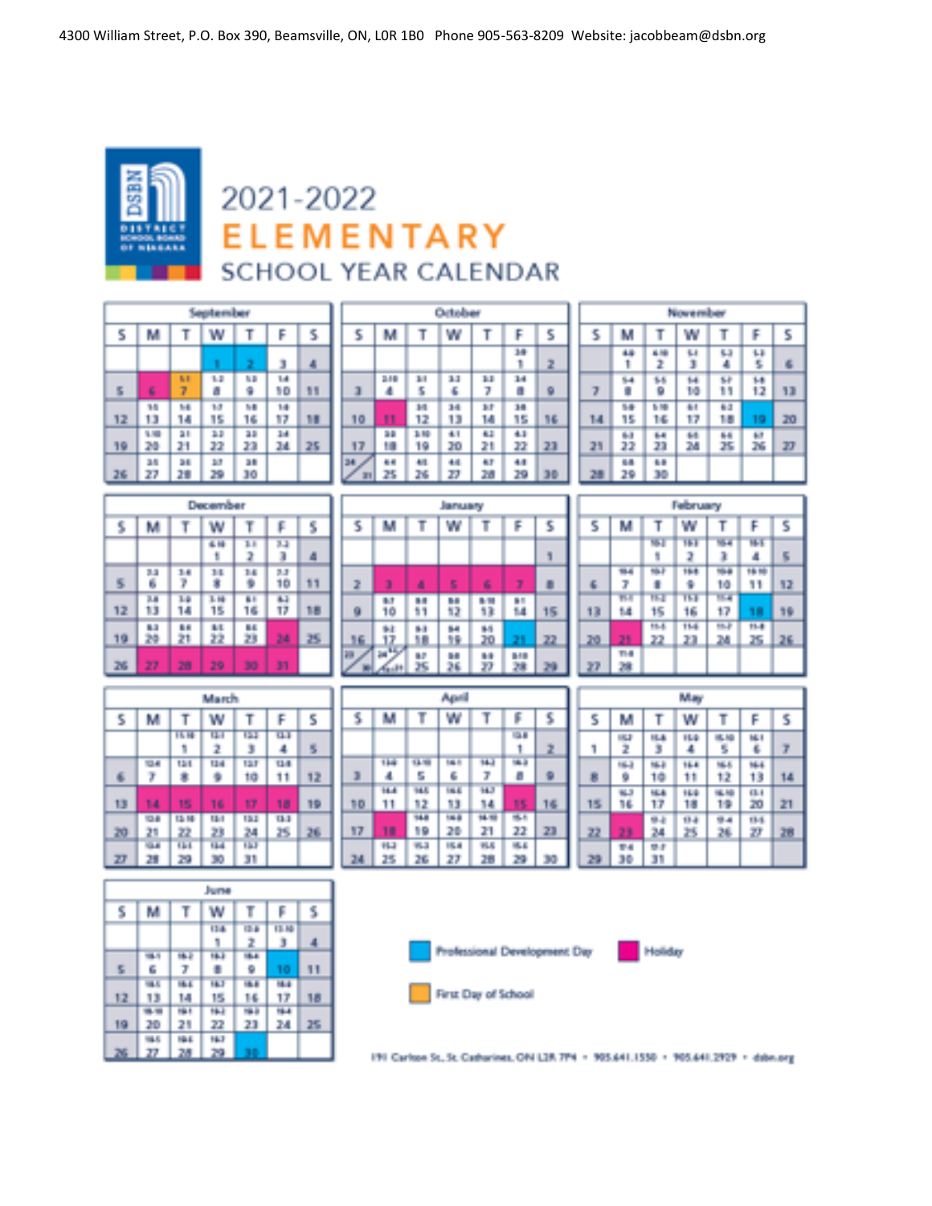# 2021-2022 ELEMENTARY SCHOOL YEAR CALENDAR

DSBN District School Board of Niagara

### September

| S | M | T | W | T | F | S |
|---|---|---|---|---|---|---|
| | | | 1 | 2 | 3 | 4 |
| 5 | 6 | 7 | 8 | 9 | 10 | 11 |
| 12 | 13 | 14 | 15 | 16 | 17 | 18 |
| 19 | 20 | 21 | 22 | 23 | 24 | 25 |
| 26 | 27 | 28 | 29 | 30 | | |

### October

| S | M | T | W | T | F | S |
|---|---|---|---|---|---|---|
| | | | | | 1 | 2 |
| 3 | 4 | 5 | 6 | 7 | 8 | 9 |
| 10 | 11 | 12 | 13 | 14 | 15 | 16 |
| 17 | 18 | 19 | 20 | 21 | 22 | 23 |
| 24/31 | 25 | 26 | 27 | 28 | 29 | 30 |

### November

| S | M | T | W | T | F | S |
|---|---|---|---|---|---|---|
| | 1 | 2 | 3 | 4 | 5 | 6 |
| 7 | 8 | 9 | 10 | 11 | 12 | 13 |
| 14 | 15 | 16 | 17 | 18 | 19 | 20 |
| 21 | 22 | 23 | 24 | 25 | 26 | 27 |
| 28 | 29 | 30 | | | | |

### December

| S | M | T | W | T | F | S |
|---|---|---|---|---|---|---|
| | | | 1 | 2 | 3 | 4 |
| 5 | 6 | 7 | 8 | 9 | 10 | 11 |
| 12 | 13 | 14 | 15 | 16 | 17 | 18 |
| 19 | 20 | 21 | 22 | 23 | 24 | 25 |
| 26 | 27 | 28 | 29 | 30 | 31 | |

### January

| S | M | T | W | T | F | S |
|---|---|---|---|---|---|---|
| | | | | | | 1 |
| 2 | 3 | 4 | 5 | 6 | 7 | 8 |
| 9 | 10 | 11 | 12 | 13 | 14 | 15 |
| 16 | 17 | 18 | 19 | 20 | 21 | 22 |
| 23/30 | 24/31 | 25 | 26 | 27 | 28 | 29 |

### February

| S | M | T | W | T | F | S |
|---|---|---|---|---|---|---|
| | | 1 | 2 | 3 | 4 | 5 |
| 6 | 7 | 8 | 9 | 10 | 11 | 12 |
| 13 | 14 | 15 | 16 | 17 | 18 | 19 |
| 20 | 21 | 22 | 23 | 24 | 25 | 26 |
| 27 | 28 | | | | | |

### March

| S | M | T | W | T | F | S |
|---|---|---|---|---|---|---|
| | | 1 | 2 | 3 | 4 | 5 |
| 6 | 7 | 8 | 9 | 10 | 11 | 12 |
| 13 | 14 | 15 | 16 | 17 | 18 | 19 |
| 20 | 21 | 22 | 23 | 24 | 25 | 26 |
| 27 | 28 | 29 | 30 | 31 | | |

### April

| S | M | T | W | T | F | S |
|---|---|---|---|---|---|---|
| | | | | | 1 | 2 |
| 3 | 4 | 5 | 6 | 7 | 8 | 9 |
| 10 | 11 | 12 | 13 | 14 | 15 | 16 |
| 17 | 18 | 19 | 20 | 21 | 22 | 23 |
| 24 | 25 | 26 | 27 | 28 | 29 | 30 |

### May

| S | M | T | W | T | F | S |
|---|---|---|---|---|---|---|
| 1 | 2 | 3 | 4 | 5 | 6 | 7 |
| 8 | 9 | 10 | 11 | 12 | 13 | 14 |
| 15 | 16 | 17 | 18 | 19 | 20 | 21 |
| 22 | 23 | 24 | 25 | 26 | 27 | 28 |
| 29 | 30 | 31 | | | | |

### June

| S | M | T | W | T | F | S |
|---|---|---|---|---|---|---|
| | | | 1 | 2 | 3 | 4 |
| 5 | 6 | 7 | 8 | 9 | 10 | 11 |
| 12 | 13 | 14 | 15 | 16 | 17 | 18 |
| 19 | 20 | 21 | 22 | 23 | 24 | 25 |
| 26 | 27 | 28 | 29 | 30 | | |

- Professional Development Day
- Holiday
- First Day of School

191 Carlton St., St. Catharines, ON L2R 7P4 • 905.641.1550 • 905.641.2929 • dsbn.org